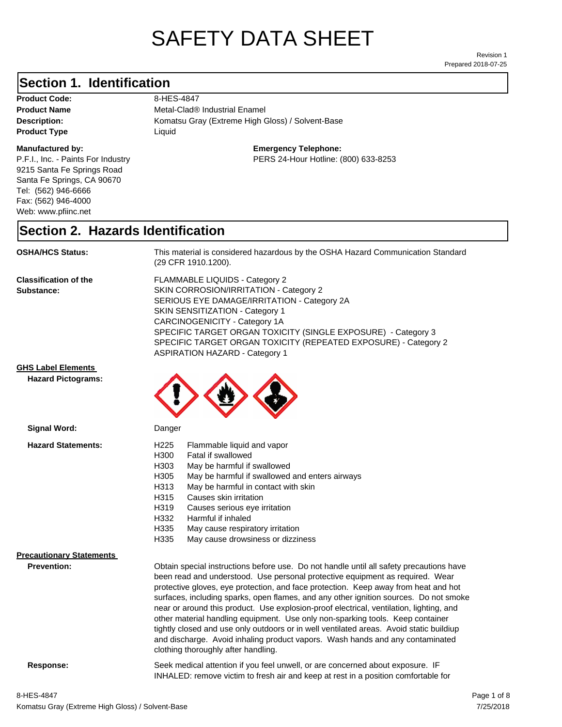# SAFETY DATA SHEET

Revision 1
Prepared 2018-07-25

## Section 1. Identification

**Product Code:** 8-HES-4847
**Product Name** Metal-Clad® Industrial Enamel
**Description:** Komatsu Gray (Extreme High Gloss) / Solvent-Base
**Product Type** Liquid

**Manufactured by:**
P.F.I., Inc. - Paints For Industry
9215 Santa Fe Springs Road
Santa Fe Springs, CA 90670
Tel: (562) 946-6666
Fax: (562) 946-4000
Web: www.pfiinc.net

**Emergency Telephone:**
PERS 24-Hour Hotline: (800) 633-8253

## Section 2. Hazards Identification

**OSHA/HCS Status:** This material is considered hazardous by the OSHA Hazard Communication Standard (29 CFR 1910.1200).

**Classification of the Substance:**
FLAMMABLE LIQUIDS - Category 2
SKIN CORROSION/IRRITATION - Category 2
SERIOUS EYE DAMAGE/IRRITATION - Category 2A
SKIN SENSITIZATION - Category 1
CARCINOGENICITY - Category 1A
SPECIFIC TARGET ORGAN TOXICITY (SINGLE EXPOSURE) - Category 3
SPECIFIC TARGET ORGAN TOXICITY (REPEATED EXPOSURE) - Category 2
ASPIRATION HAZARD - Category 1

**GHS Label Elements**

**Hazard Pictograms:**

**Signal Word:** Danger

**Hazard Statements:**

- H225 Flammable liquid and vapor
- H300 Fatal if swallowed
- H303 May be harmful if swallowed
- H305 May be harmful if swallowed and enters airways
- H313 May be harmful in contact with skin
- H315 Causes skin irritation
- H319 Causes serious eye irritation
- H332 Harmful if inhaled
- H335 May cause respiratory irritation
- H335 May cause drowsiness or dizziness

**Precautionary Statements**

**Prevention:** Obtain special instructions before use. Do not handle until all safety precautions have been read and understood. Use personal protective equipment as required. Wear protective gloves, eye protection, and face protection. Keep away from heat and hot surfaces, including sparks, open flames, and any other ignition sources. Do not smoke near or around this product. Use explosion-proof electrical, ventilation, lighting, and other material handling equipment. Use only non-sparking tools. Keep container tightly closed and use only outdoors or in well ventilated areas. Avoid static buildiup and discharge. Avoid inhaling product vapors. Wash hands and any contaminated clothing thoroughly after handling.

**Response:** Seek medical attention if you feel unwell, or are concerned about exposure. IF INHALED: remove victim to fresh air and keep at rest in a position comfortable for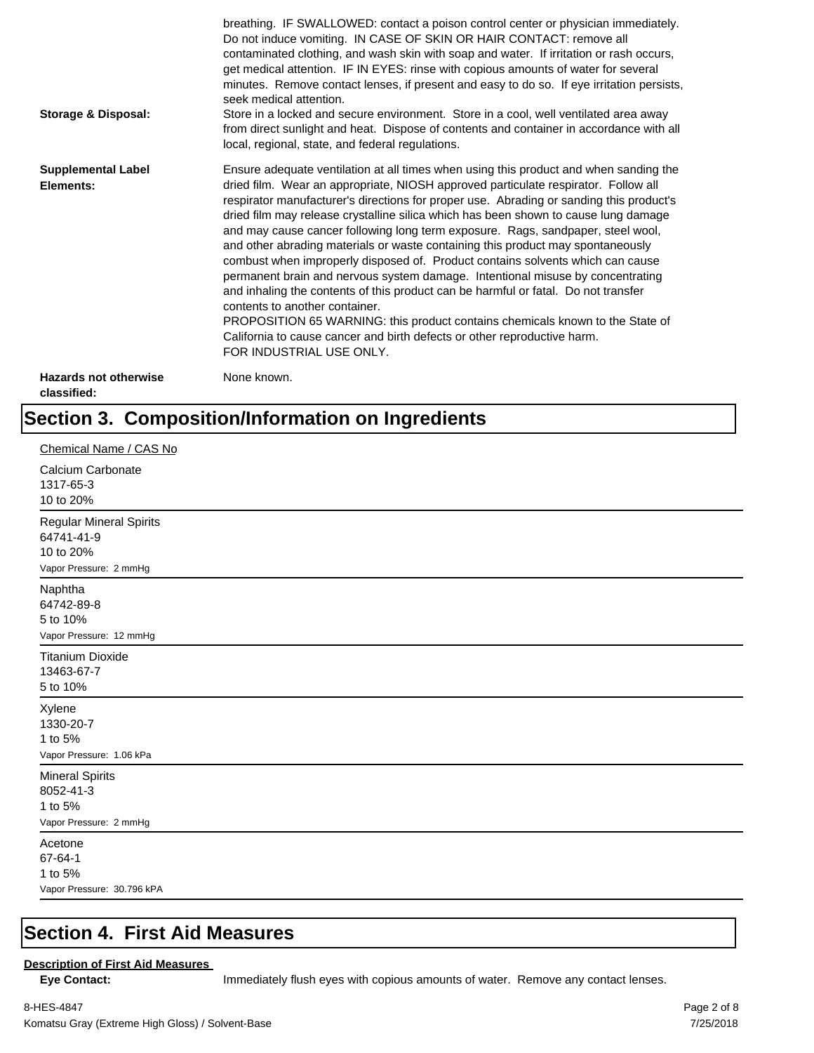breathing. IF SWALLOWED: contact a poison control center or physician immediately. Do not induce vomiting. IN CASE OF SKIN OR HAIR CONTACT: remove all contaminated clothing, and wash skin with soap and water. If irritation or rash occurs, get medical attention. IF IN EYES: rinse with copious amounts of water for several minutes. Remove contact lenses, if present and easy to do so. If eye irritation persists, seek medical attention.

**Storage & Disposal:** Store in a locked and secure environment. Store in a cool, well ventilated area away from direct sunlight and heat. Dispose of contents and container in accordance with all local, regional, state, and federal regulations.

**Supplemental Label Elements:** Ensure adequate ventilation at all times when using this product and when sanding the dried film. Wear an appropriate, NIOSH approved particulate respirator. Follow all respirator manufacturer's directions for proper use. Abrading or sanding this product's dried film may release crystalline silica which has been shown to cause lung damage and may cause cancer following long term exposure. Rags, sandpaper, steel wool, and other abrading materials or waste containing this product may spontaneously combust when improperly disposed of. Product contains solvents which can cause permanent brain and nervous system damage. Intentional misuse by concentrating and inhaling the contents of this product can be harmful or fatal. Do not transfer contents to another container.
PROPOSITION 65 WARNING: this product contains chemicals known to the State of California to cause cancer and birth defects or other reproductive harm.
FOR INDUSTRIAL USE ONLY.

**Hazards not otherwise classified:** None known.

# Section 3. Composition/Information on Ingredients

Chemical Name / CAS No

Calcium Carbonate
1317-65-3
10 to 20%

Regular Mineral Spirits
64741-41-9
10 to 20%
Vapor Pressure: 2 mmHg

Naphtha
64742-89-8
5 to 10%
Vapor Pressure: 12 mmHg

Titanium Dioxide
13463-67-7
5 to 10%

Xylene
1330-20-7
1 to 5%
Vapor Pressure: 1.06 kPa

Mineral Spirits
8052-41-3
1 to 5%
Vapor Pressure: 2 mmHg

Acetone
67-64-1
1 to 5%
Vapor Pressure: 30.796 kPA

# Section 4. First Aid Measures

**Description of First Aid Measures**

**Eye Contact:** Immediately flush eyes with copious amounts of water. Remove any contact lenses.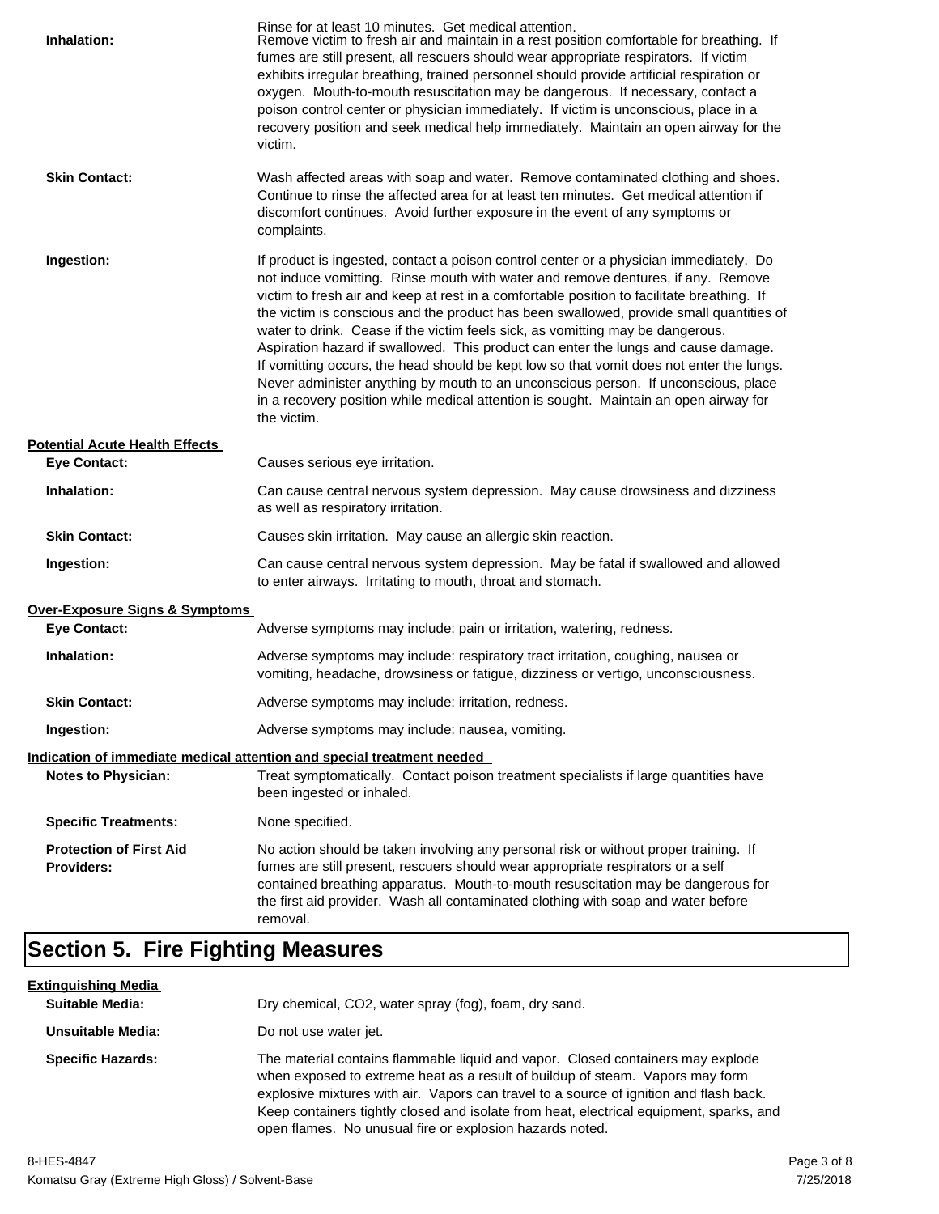Rinse for at least 10 minutes. Get medical attention.

**Inhalation:** Remove victim to fresh air and maintain in a rest position comfortable for breathing. If fumes are still present, all rescuers should wear appropriate respirators. If victim exhibits irregular breathing, trained personnel should provide artificial respiration or oxygen. Mouth-to-mouth resuscitation may be dangerous. If necessary, contact a poison control center or physician immediately. If victim is unconscious, place in a recovery position and seek medical help immediately. Maintain an open airway for the victim.

**Skin Contact:** Wash affected areas with soap and water. Remove contaminated clothing and shoes. Continue to rinse the affected area for at least ten minutes. Get medical attention if discomfort continues. Avoid further exposure in the event of any symptoms or complaints.

**Ingestion:** If product is ingested, contact a poison control center or a physician immediately. Do not induce vomitting. Rinse mouth with water and remove dentures, if any. Remove victim to fresh air and keep at rest in a comfortable position to facilitate breathing. If the victim is conscious and the product has been swallowed, provide small quantities of water to drink. Cease if the victim feels sick, as vomitting may be dangerous. Aspiration hazard if swallowed. This product can enter the lungs and cause damage. If vomitting occurs, the head should be kept low so that vomit does not enter the lungs. Never administer anything by mouth to an unconscious person. If unconscious, place in a recovery position while medical attention is sought. Maintain an open airway for the victim.

**Potential Acute Health Effects**

**Eye Contact:** Causes serious eye irritation.

**Inhalation:** Can cause central nervous system depression. May cause drowsiness and dizziness as well as respiratory irritation.

**Skin Contact:** Causes skin irritation. May cause an allergic skin reaction.

**Ingestion:** Can cause central nervous system depression. May be fatal if swallowed and allowed to enter airways. Irritating to mouth, throat and stomach.

**Over-Exposure Signs & Symptoms**

**Eye Contact:** Adverse symptoms may include: pain or irritation, watering, redness.

**Inhalation:** Adverse symptoms may include: respiratory tract irritation, coughing, nausea or vomiting, headache, drowsiness or fatigue, dizziness or vertigo, unconsciousness.

**Skin Contact:** Adverse symptoms may include: irritation, redness.

**Ingestion:** Adverse symptoms may include: nausea, vomiting.

**Indication of immediate medical attention and special treatment needed**

**Notes to Physician:** Treat symptomatically. Contact poison treatment specialists if large quantities have been ingested or inhaled.

**Specific Treatments:** None specified.

**Protection of First Aid Providers:** No action should be taken involving any personal risk or without proper training. If fumes are still present, rescuers should wear appropriate respirators or a self contained breathing apparatus. Mouth-to-mouth resuscitation may be dangerous for the first aid provider. Wash all contaminated clothing with soap and water before removal.

## Section 5. Fire Fighting Measures

**Extinguishing Media**

**Suitable Media:** Dry chemical, CO2, water spray (fog), foam, dry sand.

**Unsuitable Media:** Do not use water jet.

**Specific Hazards:** The material contains flammable liquid and vapor. Closed containers may explode when exposed to extreme heat as a result of buildup of steam. Vapors may form explosive mixtures with air. Vapors can travel to a source of ignition and flash back. Keep containers tightly closed and isolate from heat, electrical equipment, sparks, and open flames. No unusual fire or explosion hazards noted.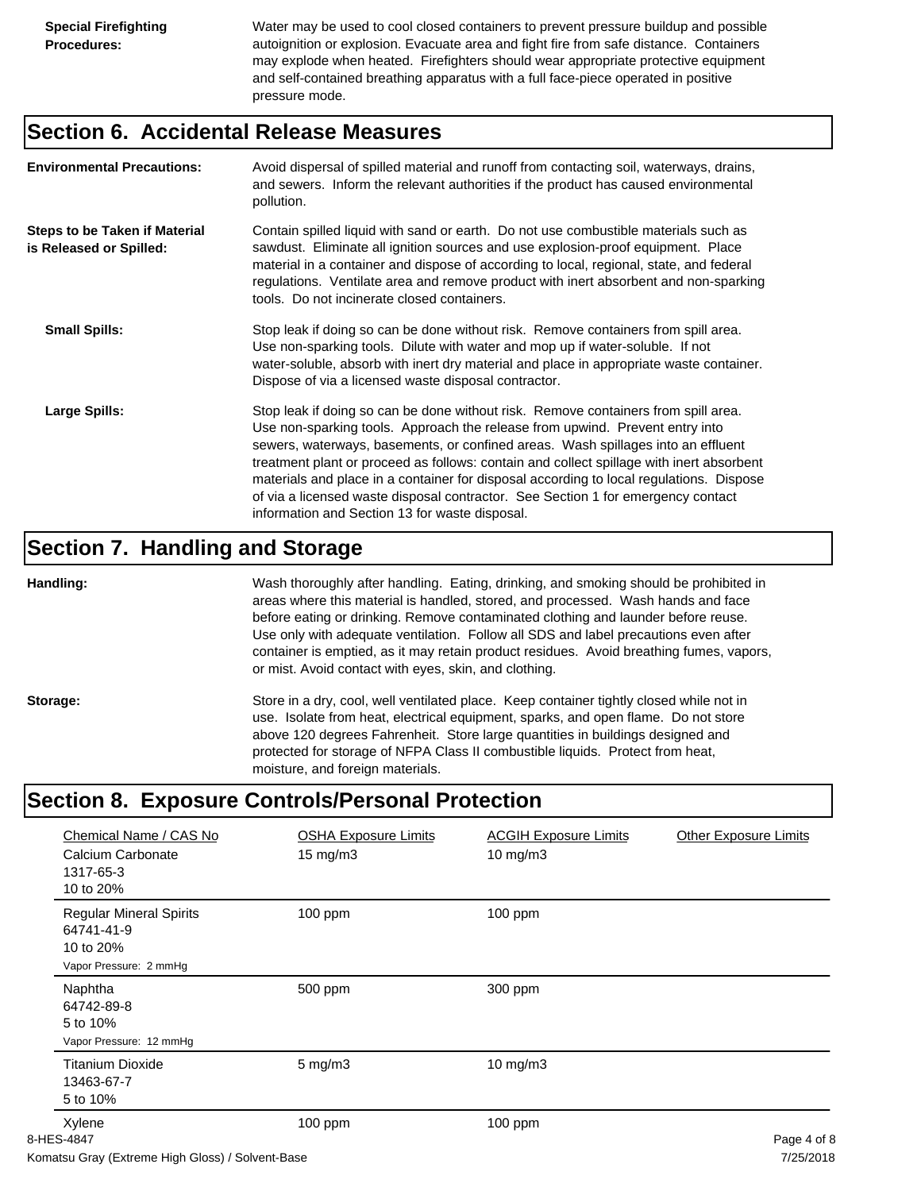**Special Firefighting Procedures:** Water may be used to cool closed containers to prevent pressure buildup and possible autoignition or explosion. Evacuate area and fight fire from safe distance. Containers may explode when heated. Firefighters should wear appropriate protective equipment and self-contained breathing apparatus with a full face-piece operated in positive pressure mode.

## Section 6. Accidental Release Measures

**Environmental Precautions:** Avoid dispersal of spilled material and runoff from contacting soil, waterways, drains, and sewers. Inform the relevant authorities if the product has caused environmental pollution.

**Steps to be Taken if Material is Released or Spilled:** Contain spilled liquid with sand or earth. Do not use combustible materials such as sawdust. Eliminate all ignition sources and use explosion-proof equipment. Place material in a container and dispose of according to local, regional, state, and federal regulations. Ventilate area and remove product with inert absorbent and non-sparking tools. Do not incinerate closed containers.

**Small Spills:** Stop leak if doing so can be done without risk. Remove containers from spill area. Use non-sparking tools. Dilute with water and mop up if water-soluble. If not water-soluble, absorb with inert dry material and place in appropriate waste container. Dispose of via a licensed waste disposal contractor.

**Large Spills:** Stop leak if doing so can be done without risk. Remove containers from spill area. Use non-sparking tools. Approach the release from upwind. Prevent entry into sewers, waterways, basements, or confined areas. Wash spillages into an effluent treatment plant or proceed as follows: contain and collect spillage with inert absorbent materials and place in a container for disposal according to local regulations. Dispose of via a licensed waste disposal contractor. See Section 1 for emergency contact information and Section 13 for waste disposal.

## Section 7. Handling and Storage

**Handling:** Wash thoroughly after handling. Eating, drinking, and smoking should be prohibited in areas where this material is handled, stored, and processed. Wash hands and face before eating or drinking. Remove contaminated clothing and launder before reuse. Use only with adequate ventilation. Follow all SDS and label precautions even after container is emptied, as it may retain product residues. Avoid breathing fumes, vapors, or mist. Avoid contact with eyes, skin, and clothing.

**Storage:** Store in a dry, cool, well ventilated place. Keep container tightly closed while not in use. Isolate from heat, electrical equipment, sparks, and open flame. Do not store above 120 degrees Fahrenheit. Store large quantities in buildings designed and protected for storage of NFPA Class II combustible liquids. Protect from heat, moisture, and foreign materials.

## Section 8. Exposure Controls/Personal Protection

| Chemical Name / CAS No | OSHA Exposure Limits | ACGIH Exposure Limits | Other Exposure Limits |
|---|---|---|---|
| Calcium Carbonate<br>1317-65-3<br>10 to 20% | 15 mg/m3 | 10 mg/m3 | |
| Regular Mineral Spirits<br>64741-41-9<br>10 to 20%<br>Vapor Pressure: 2 mmHg | 100 ppm | 100 ppm | |
| Naphtha<br>64742-89-8<br>5 to 10%<br>Vapor Pressure: 12 mmHg | 500 ppm | 300 ppm | |
| Titanium Dioxide<br>13463-67-7<br>5 to 10% | 5 mg/m3 | 10 mg/m3 | |
| Xylene | 100 ppm | 100 ppm | |

8-HES-4847
Komatsu Gray (Extreme High Gloss) / Solvent-Base
7/25/2018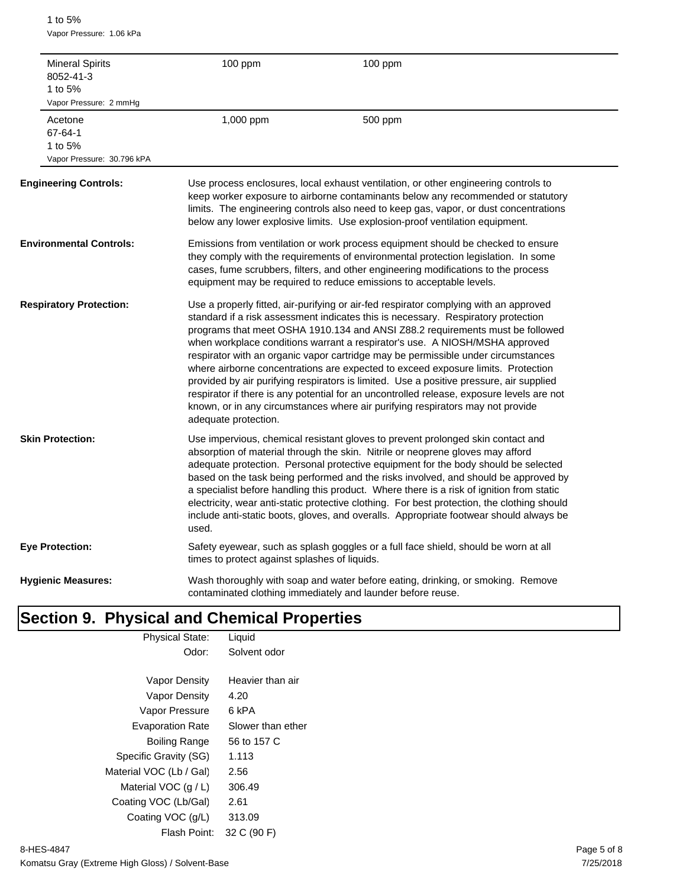1 to 5%
Vapor Pressure: 1.06 kPa

| | | |
|---|---|---|
| Mineral Spirits<br>8052-41-3<br>1 to 5%<br>Vapor Pressure: 2 mmHg | 100 ppm | 100 ppm |
| Acetone<br>67-64-1<br>1 to 5%<br>Vapor Pressure: 30.796 kPA | 1,000 ppm | 500 ppm |

**Engineering Controls:** Use process enclosures, local exhaust ventilation, or other engineering controls to keep worker exposure to airborne contaminants below any recommended or statutory limits. The engineering controls also need to keep gas, vapor, or dust concentrations below any lower explosive limits. Use explosion-proof ventilation equipment.

**Environmental Controls:** Emissions from ventilation or work process equipment should be checked to ensure they comply with the requirements of environmental protection legislation. In some cases, fume scrubbers, filters, and other engineering modifications to the process equipment may be required to reduce emissions to acceptable levels.

**Respiratory Protection:** Use a properly fitted, air-purifying or air-fed respirator complying with an approved standard if a risk assessment indicates this is necessary. Respiratory protection programs that meet OSHA 1910.134 and ANSI Z88.2 requirements must be followed when workplace conditions warrant a respirator's use. A NIOSH/MSHA approved respirator with an organic vapor cartridge may be permissible under circumstances where airborne concentrations are expected to exceed exposure limits. Protection provided by air purifying respirators is limited. Use a positive pressure, air supplied respirator if there is any potential for an uncontrolled release, exposure levels are not known, or in any circumstances where air purifying respirators may not provide adequate protection.

**Skin Protection:** Use impervious, chemical resistant gloves to prevent prolonged skin contact and absorption of material through the skin. Nitrile or neoprene gloves may afford adequate protection. Personal protective equipment for the body should be selected based on the task being performed and the risks involved, and should be approved by a specialist before handling this product. Where there is a risk of ignition from static electricity, wear anti-static protective clothing. For best protection, the clothing should include anti-static boots, gloves, and overalls. Appropriate footwear should always be used.

**Eye Protection:** Safety eyewear, such as splash goggles or a full face shield, should be worn at all times to protect against splashes of liquids.

**Hygienic Measures:** Wash thoroughly with soap and water before eating, drinking, or smoking. Remove contaminated clothing immediately and launder before reuse.

# Section 9. Physical and Chemical Properties

| | |
|---|---|
| Physical State: | Liquid |
| Odor: | Solvent odor |
| Vapor Density | Heavier than air |
| Vapor Density | 4.20 |
| Vapor Pressure | 6 kPA |
| Evaporation Rate | Slower than ether |
| Boiling Range | 56 to 157 C |
| Specific Gravity (SG) | 1.113 |
| Material VOC (Lb / Gal) | 2.56 |
| Material VOC (g / L) | 306.49 |
| Coating VOC (Lb/Gal) | 2.61 |
| Coating VOC (g/L) | 313.09 |
| Flash Point: | 32 C (90 F) |

8-HES-4847
Komatsu Gray (Extreme High Gloss) / Solvent-Base
7/25/2018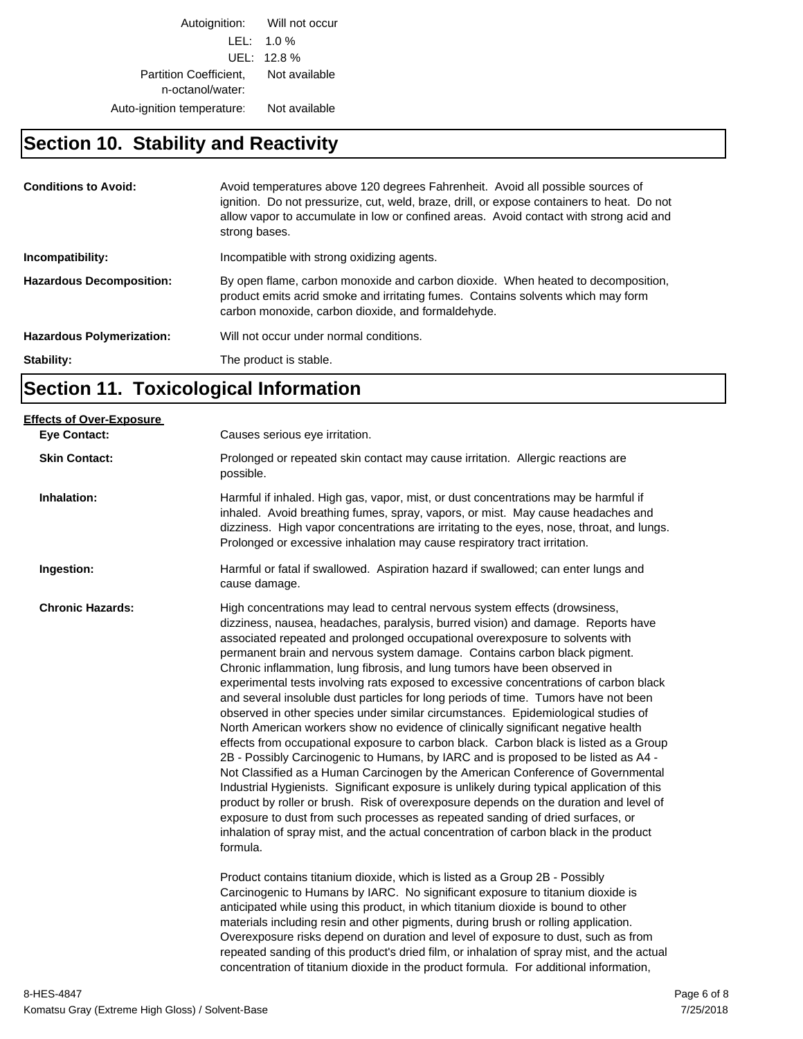| | |
|---|---|
| Autoignition: | Will not occur |
| LEL: | 1.0 % |
| UEL: | 12.8 % |
| Partition Coefficient, n-octanol/water: | Not available |
| Auto-ignition temperature: | Not available |

## Section 10. Stability and Reactivity

**Conditions to Avoid:** Avoid temperatures above 120 degrees Fahrenheit. Avoid all possible sources of ignition. Do not pressurize, cut, weld, braze, drill, or expose containers to heat. Do not allow vapor to accumulate in low or confined areas. Avoid contact with strong acid and strong bases.

**Incompatibility:** Incompatible with strong oxidizing agents.

**Hazardous Decomposition:** By open flame, carbon monoxide and carbon dioxide. When heated to decomposition, product emits acrid smoke and irritating fumes. Contains solvents which may form carbon monoxide, carbon dioxide, and formaldehyde.

**Hazardous Polymerization:** Will not occur under normal conditions.

**Stability:** The product is stable.

## Section 11. Toxicological Information

**Effects of Over-Exposure**

**Eye Contact:** Causes serious eye irritation.

**Skin Contact:** Prolonged or repeated skin contact may cause irritation. Allergic reactions are possible.

**Inhalation:** Harmful if inhaled. High gas, vapor, mist, or dust concentrations may be harmful if inhaled. Avoid breathing fumes, spray, vapors, or mist. May cause headaches and dizziness. High vapor concentrations are irritating to the eyes, nose, throat, and lungs. Prolonged or excessive inhalation may cause respiratory tract irritation.

**Ingestion:** Harmful or fatal if swallowed. Aspiration hazard if swallowed; can enter lungs and cause damage.

**Chronic Hazards:** High concentrations may lead to central nervous system effects (drowsiness, dizziness, nausea, headaches, paralysis, burred vision) and damage. Reports have associated repeated and prolonged occupational overexposure to solvents with permanent brain and nervous system damage. Contains carbon black pigment. Chronic inflammation, lung fibrosis, and lung tumors have been observed in experimental tests involving rats exposed to excessive concentrations of carbon black and several insoluble dust particles for long periods of time. Tumors have not been observed in other species under similar circumstances. Epidemiological studies of North American workers show no evidence of clinically significant negative health effects from occupational exposure to carbon black. Carbon black is listed as a Group 2B - Possibly Carcinogenic to Humans, by IARC and is proposed to be listed as A4 - Not Classified as a Human Carcinogen by the American Conference of Governmental Industrial Hygienists. Significant exposure is unlikely during typical application of this product by roller or brush. Risk of overexposure depends on the duration and level of exposure to dust from such processes as repeated sanding of dried surfaces, or inhalation of spray mist, and the actual concentration of carbon black in the product formula.

Product contains titanium dioxide, which is listed as a Group 2B - Possibly Carcinogenic to Humans by IARC. No significant exposure to titanium dioxide is anticipated while using this product, in which titanium dioxide is bound to other materials including resin and other pigments, during brush or rolling application. Overexposure risks depend on duration and level of exposure to dust, such as from repeated sanding of this product's dried film, or inhalation of spray mist, and the actual concentration of titanium dioxide in the product formula. For additional information,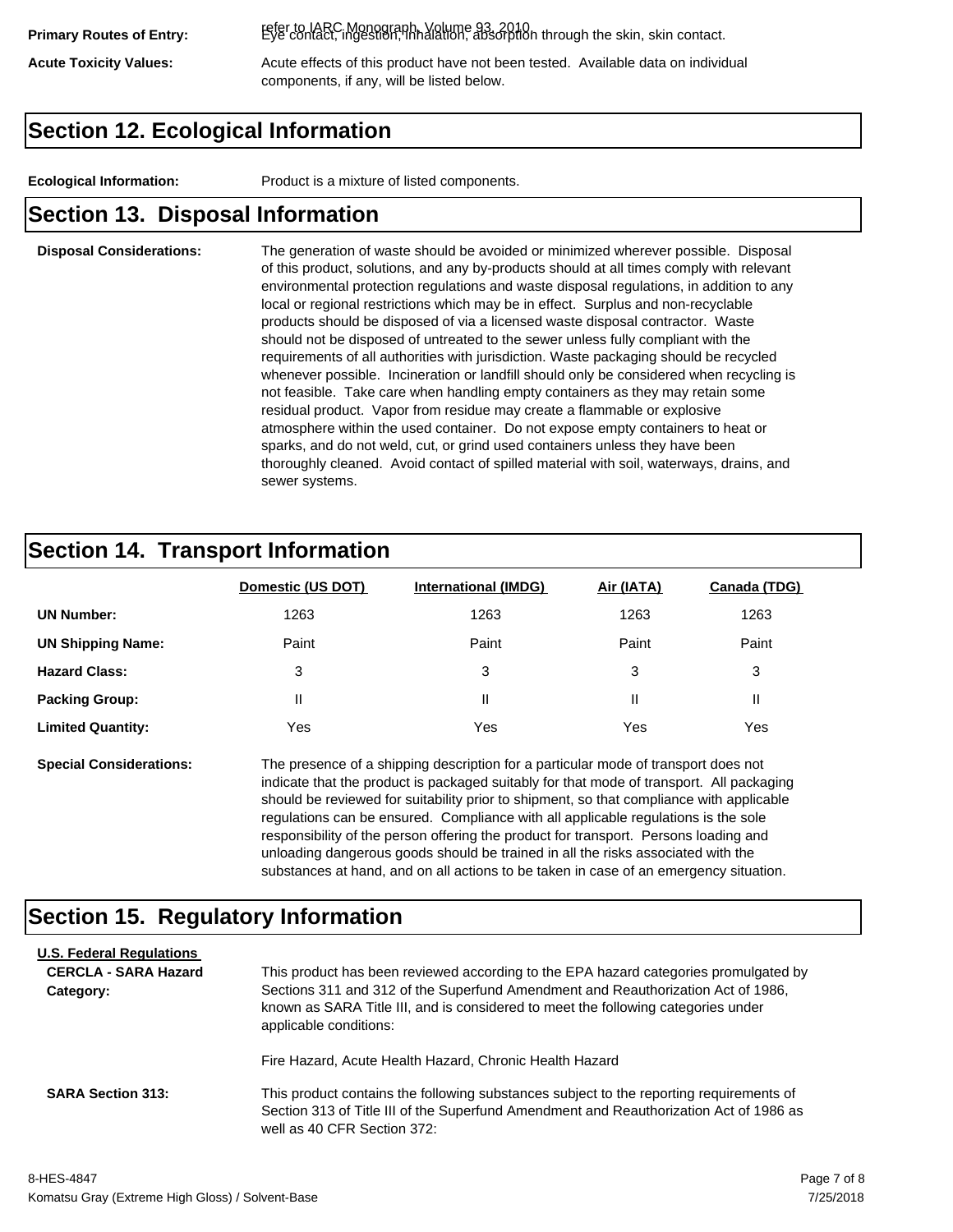**Primary Routes of Entry:** refer to IARC Monograph, Volume 93, 2010
Eye contact, ingestion, inhalation, absorption through the skin, skin contact.

**Acute Toxicity Values:** Acute effects of this product have not been tested. Available data on individual components, if any, will be listed below.

## Section 12. Ecological Information

**Ecological Information:** Product is a mixture of listed components.

## Section 13. Disposal Information

**Disposal Considerations:** The generation of waste should be avoided or minimized wherever possible. Disposal of this product, solutions, and any by-products should at all times comply with relevant environmental protection regulations and waste disposal regulations, in addition to any local or regional restrictions which may be in effect. Surplus and non-recyclable products should be disposed of via a licensed waste disposal contractor. Waste should not be disposed of untreated to the sewer unless fully compliant with the requirements of all authorities with jurisdiction. Waste packaging should be recycled whenever possible. Incineration or landfill should only be considered when recycling is not feasible. Take care when handling empty containers as they may retain some residual product. Vapor from residue may create a flammable or explosive atmosphere within the used container. Do not expose empty containers to heat or sparks, and do not weld, cut, or grind used containers unless they have been thoroughly cleaned. Avoid contact of spilled material with soil, waterways, drains, and sewer systems.

## Section 14. Transport Information

| | Domestic (US DOT) | International (IMDG) | Air (IATA) | Canada (TDG) |
|---|---|---|---|---|
| **UN Number:** | 1263 | 1263 | 1263 | 1263 |
| **UN Shipping Name:** | Paint | Paint | Paint | Paint |
| **Hazard Class:** | 3 | 3 | 3 | 3 |
| **Packing Group:** | II | II | II | II |
| **Limited Quantity:** | Yes | Yes | Yes | Yes |

**Special Considerations:** The presence of a shipping description for a particular mode of transport does not indicate that the product is packaged suitably for that mode of transport. All packaging should be reviewed for suitability prior to shipment, so that compliance with applicable regulations can be ensured. Compliance with all applicable regulations is the sole responsibility of the person offering the product for transport. Persons loading and unloading dangerous goods should be trained in all the risks associated with the substances at hand, and on all actions to be taken in case of an emergency situation.

## Section 15. Regulatory Information

**U.S. Federal Regulations**

**CERCLA - SARA Hazard Category:** This product has been reviewed according to the EPA hazard categories promulgated by Sections 311 and 312 of the Superfund Amendment and Reauthorization Act of 1986, known as SARA Title III, and is considered to meet the following categories under applicable conditions:

Fire Hazard, Acute Health Hazard, Chronic Health Hazard

**SARA Section 313:** This product contains the following substances subject to the reporting requirements of Section 313 of Title III of the Superfund Amendment and Reauthorization Act of 1986 as well as 40 CFR Section 372: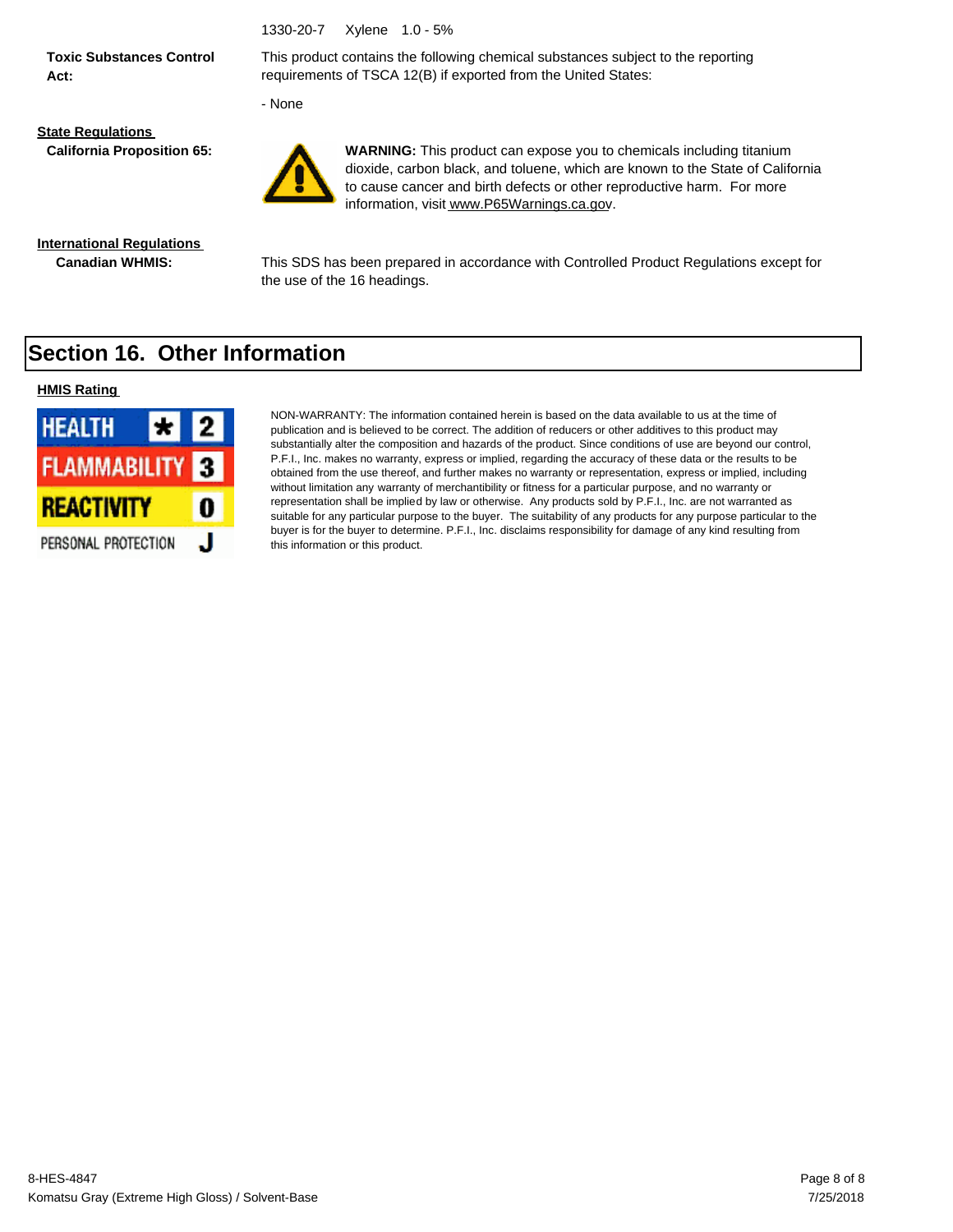1330-20-7 Xylene 1.0 - 5%

**Toxic Substances Control Act:**

This product contains the following chemical substances subject to the reporting requirements of TSCA 12(B) if exported from the United States:

- None

**State Regulations**

**California Proposition 65:**

**WARNING:** This product can expose you to chemicals including titanium dioxide, carbon black, and toluene, which are known to the State of California to cause cancer and birth defects or other reproductive harm. For more information, visit www.P65Warnings.ca.gov.

**International Regulations**

**Canadian WHMIS:**

This SDS has been prepared in accordance with Controlled Product Regulations except for the use of the 16 headings.

## Section 16. Other Information

**HMIS Rating**

| | | |
|---|---|---|
| HEALTH | * | 2 |
| FLAMMABILITY | | 3 |
| REACTIVITY | | 0 |
| PERSONAL PROTECTION | | J |

NON-WARRANTY: The information contained herein is based on the data available to us at the time of publication and is believed to be correct. The addition of reducers or other additives to this product may substantially alter the composition and hazards of the product. Since conditions of use are beyond our control, P.F.I., Inc. makes no warranty, express or implied, regarding the accuracy of these data or the results to be obtained from the use thereof, and further makes no warranty or representation, express or implied, including without limitation any warranty of merchantibility or fitness for a particular purpose, and no warranty or representation shall be implied by law or otherwise. Any products sold by P.F.I., Inc. are not warranted as suitable for any particular purpose to the buyer. The suitability of any products for any purpose particular to the buyer is for the buyer to determine. P.F.I., Inc. disclaims responsibility for damage of any kind resulting from this information or this product.